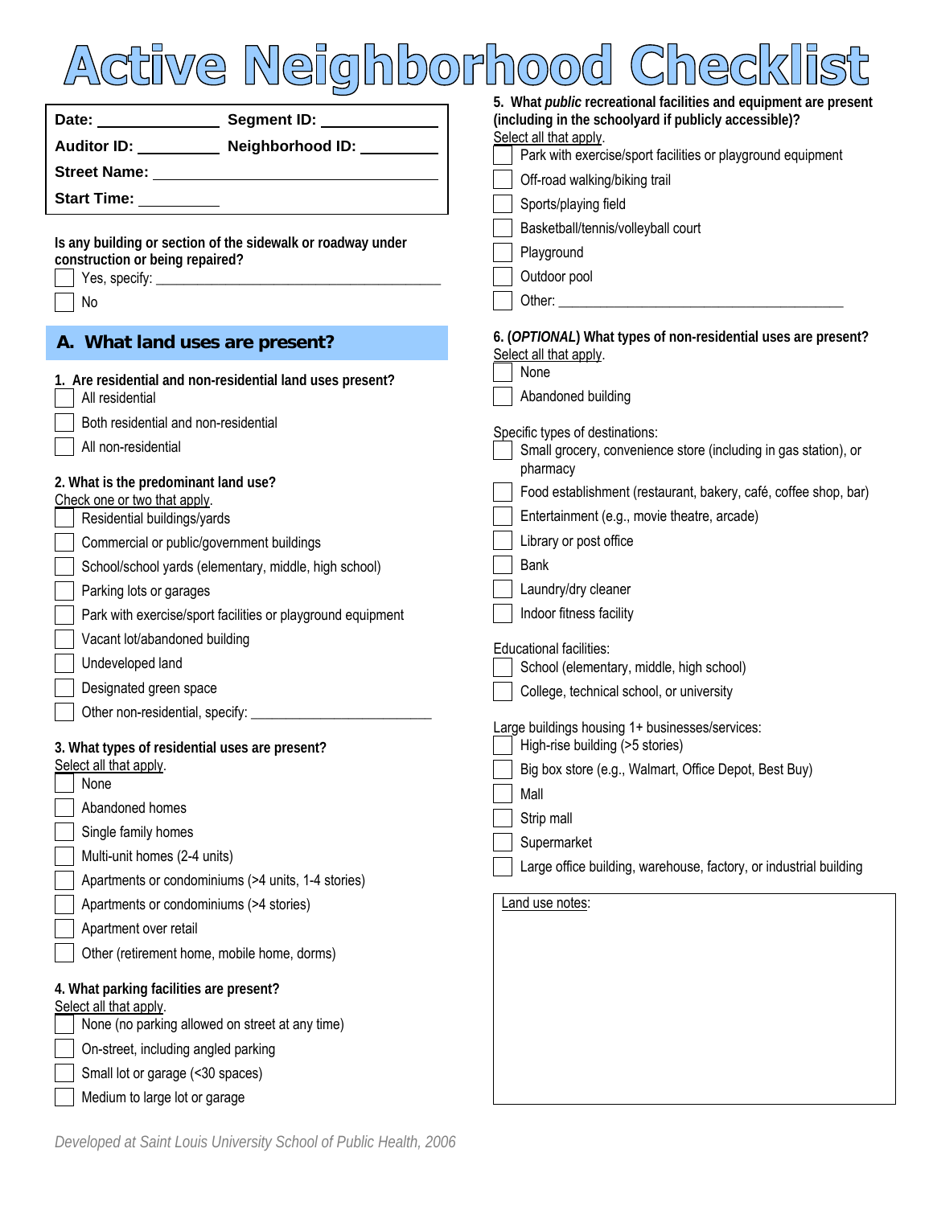# Active Neighborhood Checklist

**Date:** ______________ **Segment ID:** ______________

**Auditor ID:** __________ **Neighborhood ID:** __________

**Street Name:** ______________________________

**Start Time:** __________

**Is any building or section of the sidewalk or roadway under construction or being repaired?**

- [ ] Yes, specify: ______________________________
- [ ] No

## A. What land uses are present?

**1. Are residential and non-residential land uses present?**

- [ ] All residential
- [ ] Both residential and non-residential
- [ ] All non-residential

**2. What is the predominant land use?**
Check one or two that apply.

- [ ] Residential buildings/yards
- [ ] Commercial or public/government buildings
- [ ] School/school yards (elementary, middle, high school)
- [ ] Parking lots or garages
- [ ] Park with exercise/sport facilities or playground equipment
- [ ] Vacant lot/abandoned building
- [ ] Undeveloped land
- [ ] Designated green space
- [ ] Other non-residential, specify: ____________________

**3. What types of residential uses are present?**
Select all that apply.

- [ ] None
- [ ] Abandoned homes
- [ ] Single family homes
- [ ] Multi-unit homes (2-4 units)
- [ ] Apartments or condominiums (>4 units, 1-4 stories)
- [ ] Apartments or condominiums (>4 stories)
- [ ] Apartment over retail
- [ ] Other (retirement home, mobile home, dorms)

**4. What parking facilities are present?**
Select all that apply.

- [ ] None (no parking allowed on street at any time)
- [ ] On-street, including angled parking
- [ ] Small lot or garage (<30 spaces)
- [ ] Medium to large lot or garage

**5. What *public* recreational facilities and equipment are present (including in the schoolyard if publicly accessible)?**
Select all that apply.

- [ ] Park with exercise/sport facilities or playground equipment
- [ ] Off-road walking/biking trail
- [ ] Sports/playing field
- [ ] Basketball/tennis/volleyball court
- [ ] Playground
- [ ] Outdoor pool
- [ ] Other: ______________________________

**6. (*OPTIONAL*) What types of non-residential uses are present?**
Select all that apply.

- [ ] None
- [ ] Abandoned building

Specific types of destinations:

- [ ] Small grocery, convenience store (including in gas station), or pharmacy
- [ ] Food establishment (restaurant, bakery, café, coffee shop, bar)
- [ ] Entertainment (e.g., movie theatre, arcade)
- [ ] Library or post office
- [ ] Bank
- [ ] Laundry/dry cleaner
- [ ] Indoor fitness facility

Educational facilities:

- [ ] School (elementary, middle, high school)
- [ ] College, technical school, or university

Large buildings housing 1+ businesses/services:

- [ ] High-rise building (>5 stories)
- [ ] Big box store (e.g., Walmart, Office Depot, Best Buy)
- [ ] Mall
- [ ] Strip mall
- [ ] Supermarket
- [ ] Large office building, warehouse, factory, or industrial building

Land use notes:

*Developed at Saint Louis University School of Public Health, 2006*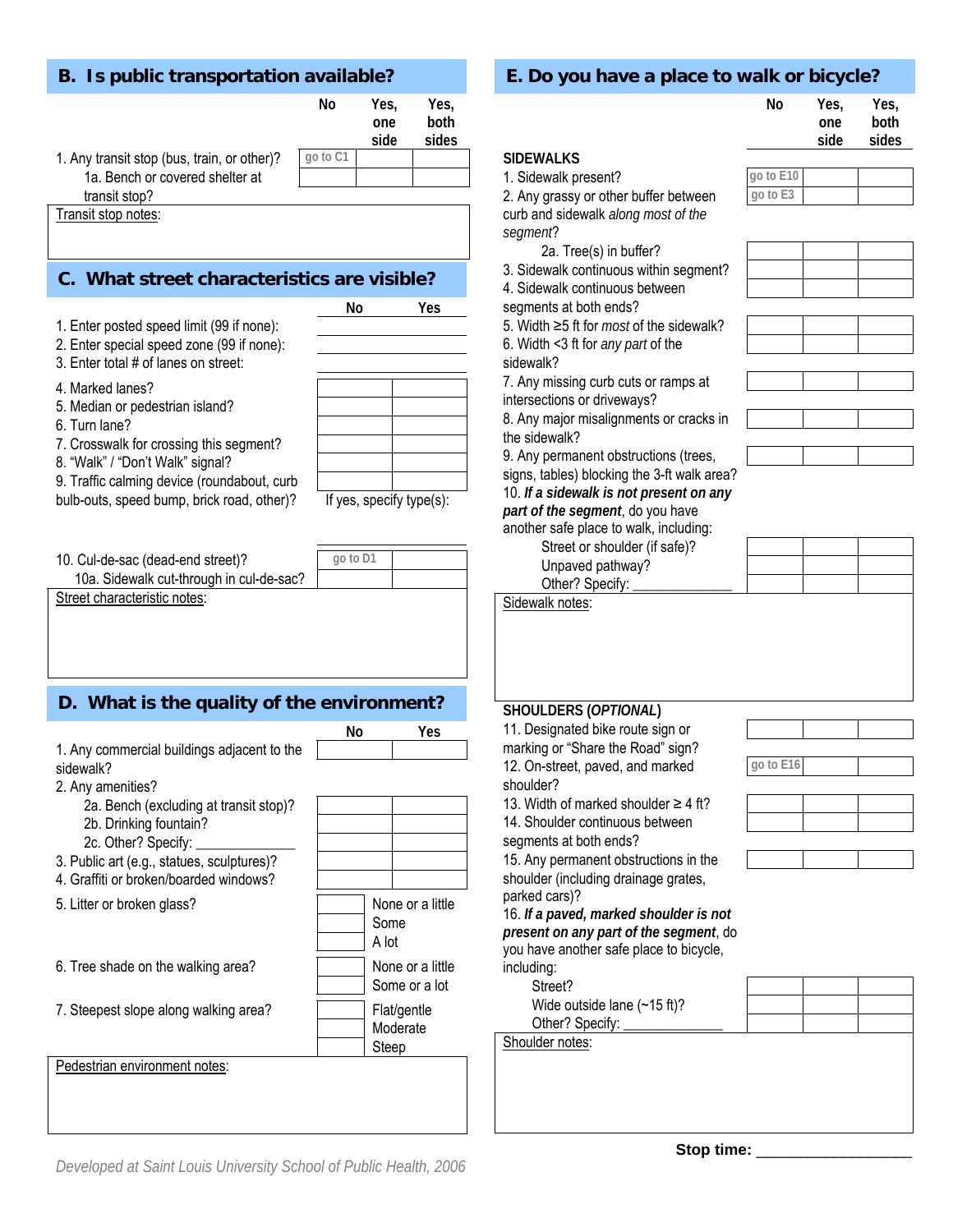## B. Is public transportation available?

| | No | Yes, one side | Yes, both sides |
|---|---|---|---|
| 1. Any transit stop (bus, train, or other)? | go to C1 | | |
| 1a. Bench or covered shelter at transit stop? | | | |

Transit stop notes:

## C. What street characteristics are visible?

| | No | Yes |
|---|---|---|
| 1. Enter posted speed limit (99 if none): | | |
| 2. Enter special speed zone (99 if none): | | |
| 3. Enter total # of lanes on street: | | |
| 4. Marked lanes? | | |
| 5. Median or pedestrian island? | | |
| 6. Turn lane? | | |
| 7. Crosswalk for crossing this segment? | | |
| 8. "Walk" / "Don't Walk" signal? | | |
| 9. Traffic calming device (roundabout, curb bulb-outs, speed bump, brick road, other)? | | |
| If yes, specify type(s): | | |
| 10. Cul-de-sac (dead-end street)? | go to D1 | |
| 10a. Sidewalk cut-through in cul-de-sac? | | |

Street characteristic notes:

## D. What is the quality of the environment?

| | No | Yes |
|---|---|---|
| 1. Any commercial buildings adjacent to the sidewalk? | | |
| 2. Any amenities? | | |
| 2a. Bench (excluding at transit stop)? | | |
| 2b. Drinking fountain? | | |
| 2c. Other? Specify: _____________ | | |
| 3. Public art (e.g., statues, sculptures)? | | |
| 4. Graffiti or broken/boarded windows? | | |

5. Litter or broken glass?
- ☐ None or a little
- ☐ Some
- ☐ A lot

6. Tree shade on the walking area?
- ☐ None or a little
- ☐ Some or a lot

7. Steepest slope along walking area?
- ☐ Flat/gentle
- ☐ Moderate
- ☐ Steep

Pedestrian environment notes:

## E. Do you have a place to walk or bicycle?

| | No | Yes, one side | Yes, both sides |
|---|---|---|---|
| **SIDEWALKS** | | | |
| 1. Sidewalk present? | go to E10 | | |
| 2. Any grassy or other buffer between curb and sidewalk *along most of the segment*? | go to E3 | | |
| 2a. Tree(s) in buffer? | | | |
| 3. Sidewalk continuous within segment? | | | |
| 4. Sidewalk continuous between segments at both ends? | | | |
| 5. Width ≥5 ft for *most* of the sidewalk? | | | |
| 6. Width <3 ft for *any part* of the sidewalk? | | | |
| 7. Any missing curb cuts or ramps at intersections or driveways? | | | |
| 8. Any major misalignments or cracks in the sidewalk? | | | |
| 9. Any permanent obstructions (trees, signs, tables) blocking the 3-ft walk area? | | | |
| 10. ***If a sidewalk is not present on any part of the segment***, do you have another safe place to walk, including: | | | |
| Street or shoulder (if safe)? | | | |
| Unpaved pathway? | | | |
| Other? Specify: _____________ | | | |

Sidewalk notes:

| | No | Yes, one side | Yes, both sides |
|---|---|---|---|
| **SHOULDERS (*OPTIONAL*)** | | | |
| 11. Designated bike route sign or marking or "Share the Road" sign? | | | |
| 12. On-street, paved, and marked shoulder? | go to E16 | | |
| 13. Width of marked shoulder ≥ 4 ft? | | | |
| 14. Shoulder continuous between segments at both ends? | | | |
| 15. Any permanent obstructions in the shoulder (including drainage grates, parked cars)? | | | |
| 16. ***If a paved, marked shoulder is not present on any part of the segment***, do you have another safe place to bicycle, including: | | | |
| Street? | | | |
| Wide outside lane (~15 ft)? | | | |
| Other? Specify: _____________ | | | |

Shoulder notes:

**Stop time:** _________________

*Developed at Saint Louis University School of Public Health, 2006*